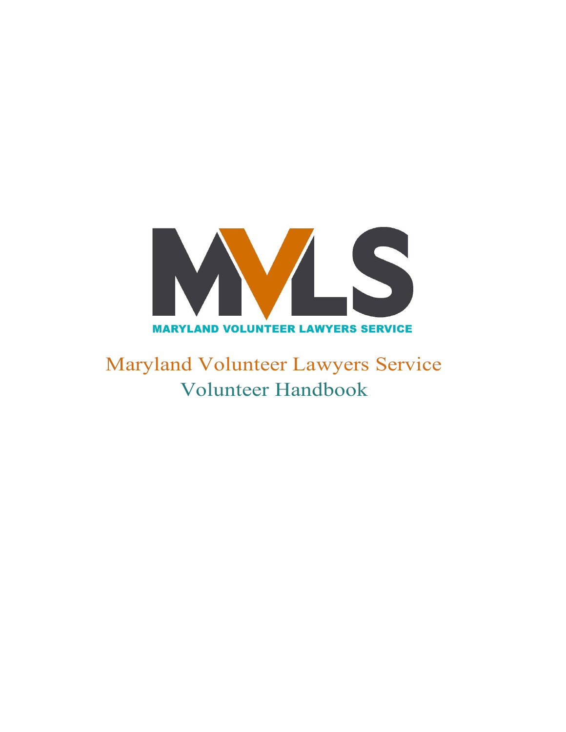MVLS

MARYLAND VOLUNTEER LAWYERS SERVICE

# Maryland Volunteer Lawyers Service

## Volunteer Handbook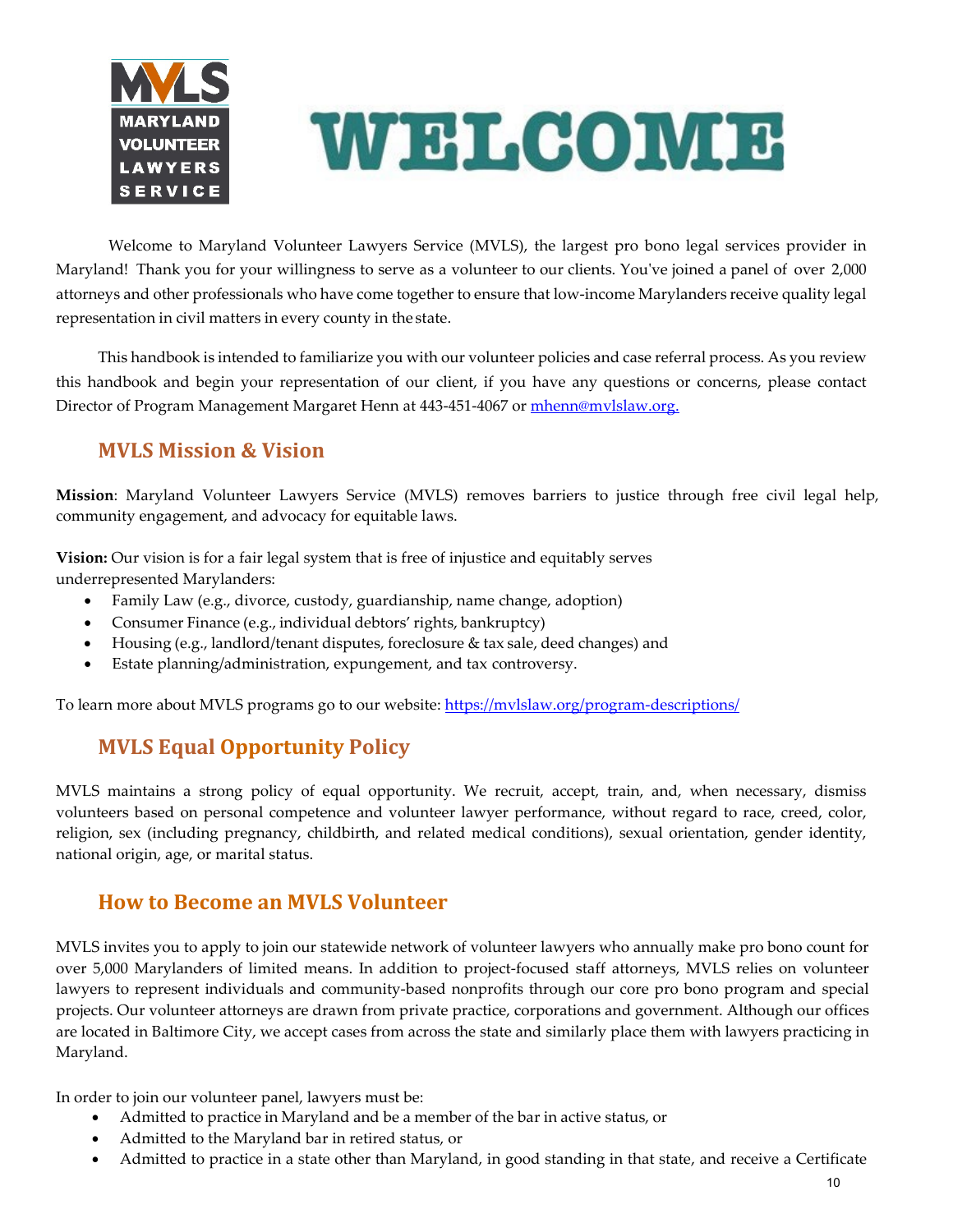# WELCOME

Welcome to Maryland Volunteer Lawyers Service (MVLS), the largest pro bono legal services provider in Maryland! Thank you for your willingness to serve as a volunteer to our clients. You've joined a panel of over 2,000 attorneys and other professionals who have come together to ensure that low-income Marylanders receive quality legal representation in civil matters in every county in the state.

This handbook is intended to familiarize you with our volunteer policies and case referral process. As you review this handbook and begin your representation of our client, if you have any questions or concerns, please contact Director of Program Management Margaret Henn at 443-451-4067 or [mhenn@mvlslaw.org.](mailto:mhenn@mvlslaw.org)

## MVLS Mission & Vision

**Mission**: Maryland Volunteer Lawyers Service (MVLS) removes barriers to justice through free civil legal help, community engagement, and advocacy for equitable laws.

**Vision:** Our vision is for a fair legal system that is free of injustice and equitably serves underrepresented Marylanders:

- Family Law (e.g., divorce, custody, guardianship, name change, adoption)
- Consumer Finance (e.g., individual debtors' rights, bankruptcy)
- Housing (e.g., landlord/tenant disputes, foreclosure & tax sale, deed changes) and
- Estate planning/administration, expungement, and tax controversy.

To learn more about MVLS programs go to our website: [https://mvlslaw.org/program-descriptions/](https://mvlslaw.org/program-descriptions/)

## MVLS Equal Opportunity Policy

MVLS maintains a strong policy of equal opportunity. We recruit, accept, train, and, when necessary, dismiss volunteers based on personal competence and volunteer lawyer performance, without regard to race, creed, color, religion, sex (including pregnancy, childbirth, and related medical conditions), sexual orientation, gender identity, national origin, age, or marital status.

## How to Become an MVLS Volunteer

MVLS invites you to apply to join our statewide network of volunteer lawyers who annually make pro bono count for over 5,000 Marylanders of limited means. In addition to project-focused staff attorneys, MVLS relies on volunteer lawyers to represent individuals and community-based nonprofits through our core pro bono program and special projects. Our volunteer attorneys are drawn from private practice, corporations and government. Although our offices are located in Baltimore City, we accept cases from across the state and similarly place them with lawyers practicing in Maryland.

In order to join our volunteer panel, lawyers must be:

- Admitted to practice in Maryland and be a member of the bar in active status, or
- Admitted to the Maryland bar in retired status, or
- Admitted to practice in a state other than Maryland, in good standing in that state, and receive a Certificate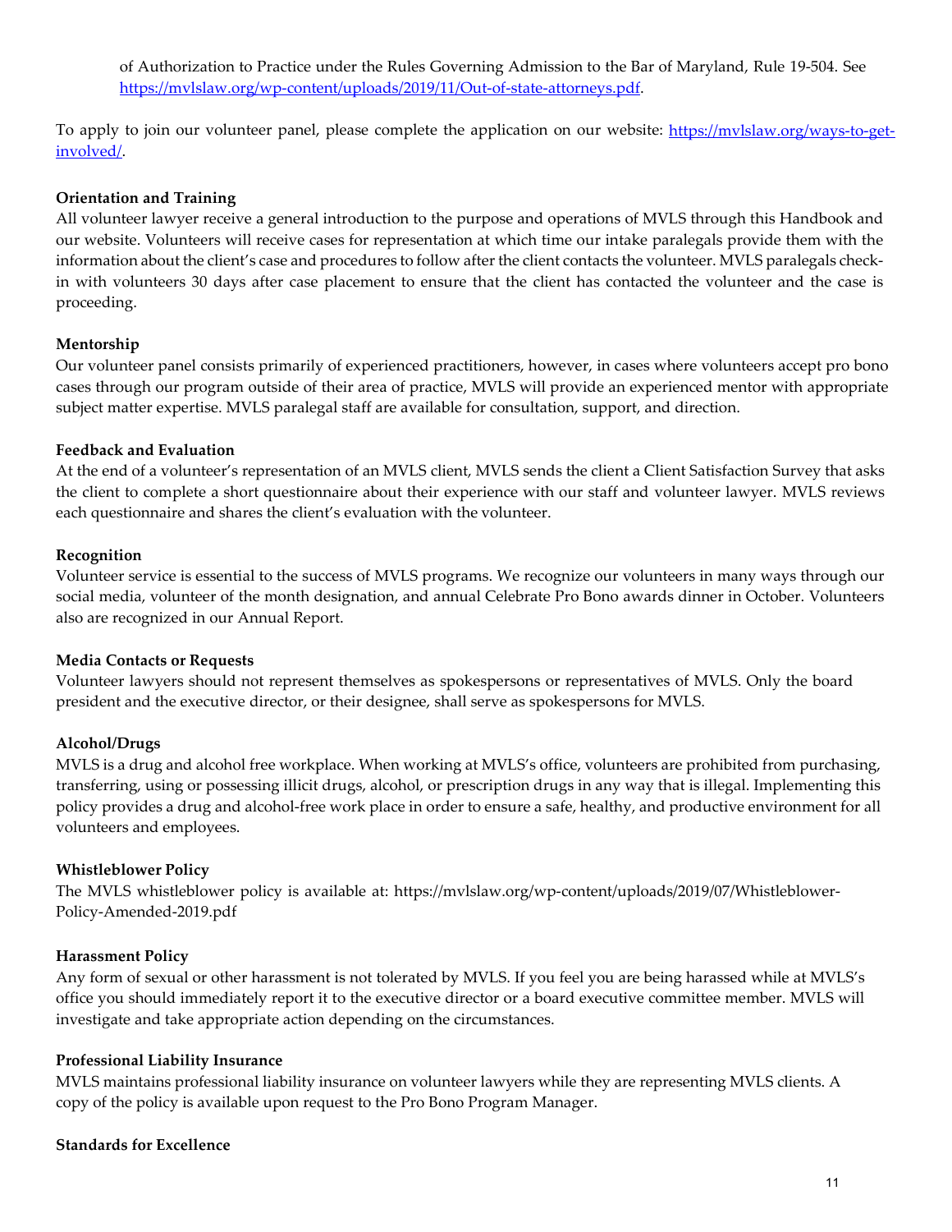of Authorization to Practice under the Rules Governing Admission to the Bar of Maryland, Rule 19-504. See [https://mvlslaw.org/wp-content/uploads/2019/11/Out-of-state-attorneys.pdf](https://mvlslaw.org/wp-content/uploads/2019/11/Out-of-state-attorneys.pdf).

To apply to join our volunteer panel, please complete the application on our website: [https://mvlslaw.org/ways-to-get-involved/](https://mvlslaw.org/ways-to-get-involved/).

**Orientation and Training**

All volunteer lawyer receive a general introduction to the purpose and operations of MVLS through this Handbook and our website. Volunteers will receive cases for representation at which time our intake paralegals provide them with the information about the client's case and procedures to follow after the client contacts the volunteer. MVLS paralegals check-in with volunteers 30 days after case placement to ensure that the client has contacted the volunteer and the case is proceeding.

**Mentorship**

Our volunteer panel consists primarily of experienced practitioners, however, in cases where volunteers accept pro bono cases through our program outside of their area of practice, MVLS will provide an experienced mentor with appropriate subject matter expertise. MVLS paralegal staff are available for consultation, support, and direction.

**Feedback and Evaluation**

At the end of a volunteer's representation of an MVLS client, MVLS sends the client a Client Satisfaction Survey that asks the client to complete a short questionnaire about their experience with our staff and volunteer lawyer. MVLS reviews each questionnaire and shares the client's evaluation with the volunteer.

**Recognition**

Volunteer service is essential to the success of MVLS programs. We recognize our volunteers in many ways through our social media, volunteer of the month designation, and annual Celebrate Pro Bono awards dinner in October. Volunteers also are recognized in our Annual Report.

**Media Contacts or Requests**

Volunteer lawyers should not represent themselves as spokespersons or representatives of MVLS. Only the board president and the executive director, or their designee, shall serve as spokespersons for MVLS.

**Alcohol/Drugs**

MVLS is a drug and alcohol free workplace. When working at MVLS's office, volunteers are prohibited from purchasing, transferring, using or possessing illicit drugs, alcohol, or prescription drugs in any way that is illegal. Implementing this policy provides a drug and alcohol-free work place in order to ensure a safe, healthy, and productive environment for all volunteers and employees.

**Whistleblower Policy**

The MVLS whistleblower policy is available at: https://mvlslaw.org/wp-content/uploads/2019/07/Whistleblower-Policy-Amended-2019.pdf

**Harassment Policy**

Any form of sexual or other harassment is not tolerated by MVLS. If you feel you are being harassed while at MVLS's office you should immediately report it to the executive director or a board executive committee member. MVLS will investigate and take appropriate action depending on the circumstances.

**Professional Liability Insurance**

MVLS maintains professional liability insurance on volunteer lawyers while they are representing MVLS clients. A copy of the policy is available upon request to the Pro Bono Program Manager.

**Standards for Excellence**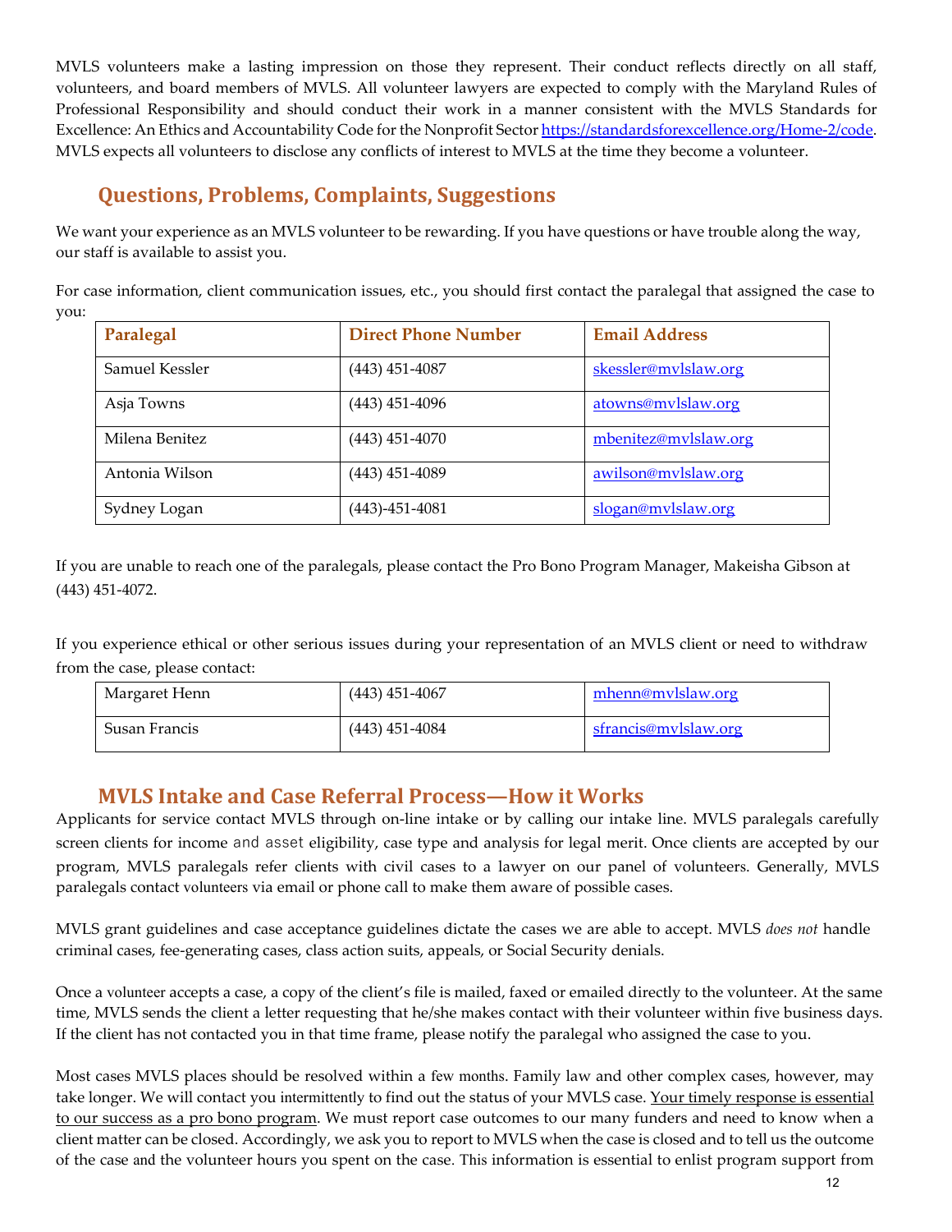MVLS volunteers make a lasting impression on those they represent. Their conduct reflects directly on all staff, volunteers, and board members of MVLS. All volunteer lawyers are expected to comply with the Maryland Rules of Professional Responsibility and should conduct their work in a manner consistent with the MVLS Standards for Excellence: An Ethics and Accountability Code for the Nonprofit Sector https://standardsforexcellence.org/Home-2/code. MVLS expects all volunteers to disclose any conflicts of interest to MVLS at the time they become a volunteer.

## Questions, Problems, Complaints, Suggestions

We want your experience as an MVLS volunteer to be rewarding. If you have questions or have trouble along the way, our staff is available to assist you.

For case information, client communication issues, etc., you should first contact the paralegal that assigned the case to you:

| Paralegal | Direct Phone Number | Email Address |
|---|---|---|
| Samuel Kessler | (443) 451-4087 | skessler@mvlslaw.org |
| Asja Towns | (443) 451-4096 | atowns@mvlslaw.org |
| Milena Benitez | (443) 451-4070 | mbenitez@mvlslaw.org |
| Antonia Wilson | (443) 451-4089 | awilson@mvlslaw.org |
| Sydney Logan | (443)-451-4081 | slogan@mvlslaw.org |

If you are unable to reach one of the paralegals, please contact the Pro Bono Program Manager, Makeisha Gibson at (443) 451-4072.

If you experience ethical or other serious issues during your representation of an MVLS client or need to withdraw from the case, please contact:

| | | |
|---|---|---|
| Margaret Henn | (443) 451-4067 | mhenn@mvlslaw.org |
| Susan Francis | (443) 451-4084 | sfrancis@mvlslaw.org |

## MVLS Intake and Case Referral Process—How it Works

Applicants for service contact MVLS through on-line intake or by calling our intake line. MVLS paralegals carefully screen clients for income and asset eligibility, case type and analysis for legal merit. Once clients are accepted by our program, MVLS paralegals refer clients with civil cases to a lawyer on our panel of volunteers. Generally, MVLS paralegals contact volunteers via email or phone call to make them aware of possible cases.

MVLS grant guidelines and case acceptance guidelines dictate the cases we are able to accept. MVLS *does not* handle criminal cases, fee-generating cases, class action suits, appeals, or Social Security denials.

Once a volunteer accepts a case, a copy of the client's file is mailed, faxed or emailed directly to the volunteer. At the same time, MVLS sends the client a letter requesting that he/she makes contact with their volunteer within five business days. If the client has not contacted you in that time frame, please notify the paralegal who assigned the case to you.

Most cases MVLS places should be resolved within a few months. Family law and other complex cases, however, may take longer. We will contact you intermittently to find out the status of your MVLS case. <u>Your timely response is essential to our success as a pro bono program</u>. We must report case outcomes to our many funders and need to know when a client matter can be closed. Accordingly, we ask you to report to MVLS when the case is closed and to tell us the outcome of the case and the volunteer hours you spent on the case. This information is essential to enlist program support from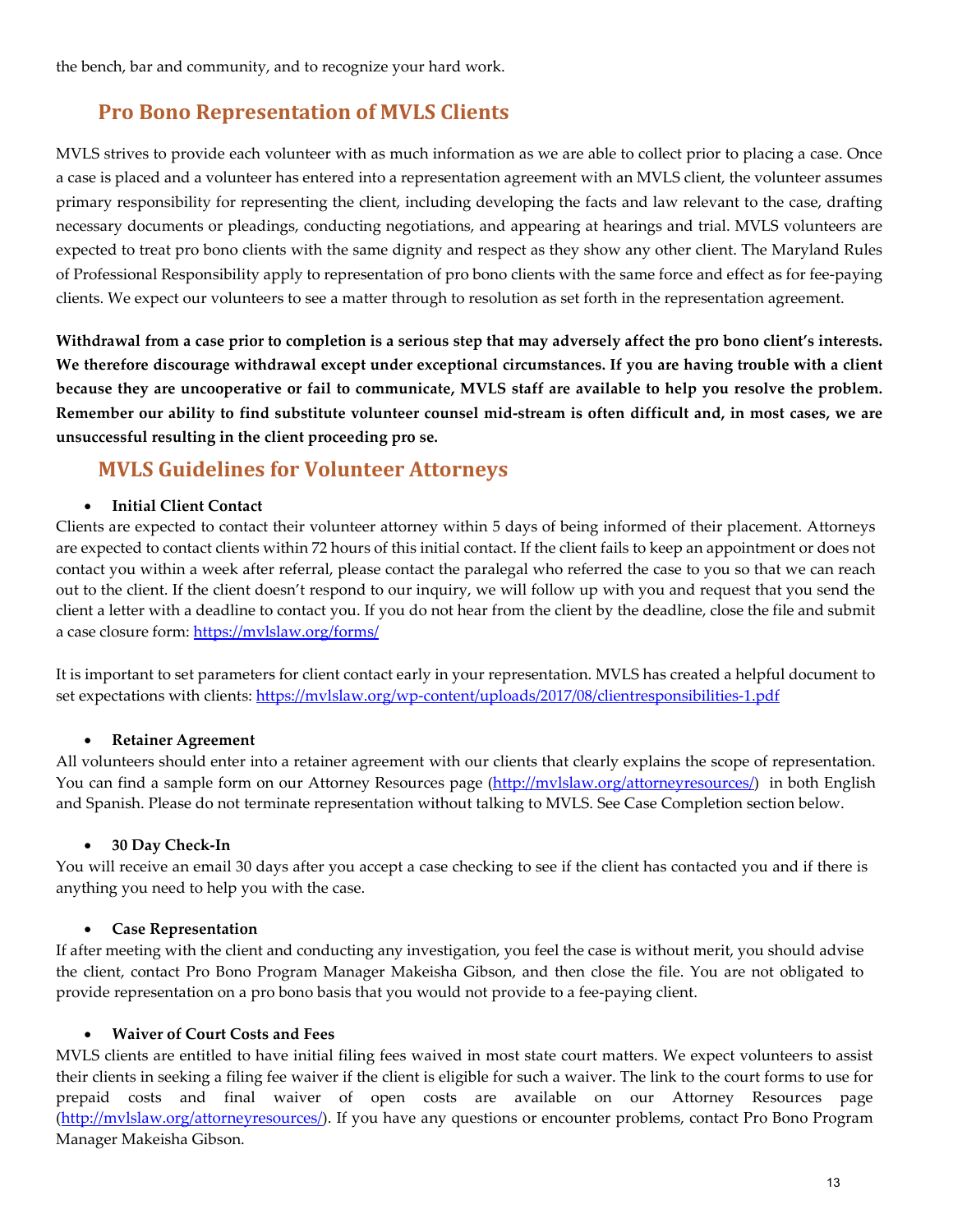the bench, bar and community, and to recognize your hard work.

## Pro Bono Representation of MVLS Clients

MVLS strives to provide each volunteer with as much information as we are able to collect prior to placing a case. Once a case is placed and a volunteer has entered into a representation agreement with an MVLS client, the volunteer assumes primary responsibility for representing the client, including developing the facts and law relevant to the case, drafting necessary documents or pleadings, conducting negotiations, and appearing at hearings and trial. MVLS volunteers are expected to treat pro bono clients with the same dignity and respect as they show any other client. The Maryland Rules of Professional Responsibility apply to representation of pro bono clients with the same force and effect as for fee-paying clients. We expect our volunteers to see a matter through to resolution as set forth in the representation agreement.

**Withdrawal from a case prior to completion is a serious step that may adversely affect the pro bono client's interests. We therefore discourage withdrawal except under exceptional circumstances. If you are having trouble with a client because they are uncooperative or fail to communicate, MVLS staff are available to help you resolve the problem. Remember our ability to find substitute volunteer counsel mid-stream is often difficult and, in most cases, we are unsuccessful resulting in the client proceeding pro se.**

## MVLS Guidelines for Volunteer Attorneys

- **Initial Client Contact**

Clients are expected to contact their volunteer attorney within 5 days of being informed of their placement. Attorneys are expected to contact clients within 72 hours of this initial contact. If the client fails to keep an appointment or does not contact you within a week after referral, please contact the paralegal who referred the case to you so that we can reach out to the client. If the client doesn't respond to our inquiry, we will follow up with you and request that you send the client a letter with a deadline to contact you. If you do not hear from the client by the deadline, close the file and submit a case closure form: https://mvlslaw.org/forms/

It is important to set parameters for client contact early in your representation. MVLS has created a helpful document to set expectations with clients: https://mvlslaw.org/wp-content/uploads/2017/08/clientresponsibilities-1.pdf

- **Retainer Agreement**

All volunteers should enter into a retainer agreement with our clients that clearly explains the scope of representation. You can find a sample form on our Attorney Resources page (http://mvlslaw.org/attorneyresources/) in both English and Spanish. Please do not terminate representation without talking to MVLS. See Case Completion section below.

- **30 Day Check-In**

You will receive an email 30 days after you accept a case checking to see if the client has contacted you and if there is anything you need to help you with the case.

- **Case Representation**

If after meeting with the client and conducting any investigation, you feel the case is without merit, you should advise the client, contact Pro Bono Program Manager Makeisha Gibson, and then close the file. You are not obligated to provide representation on a pro bono basis that you would not provide to a fee-paying client.

- **Waiver of Court Costs and Fees**

MVLS clients are entitled to have initial filing fees waived in most state court matters. We expect volunteers to assist their clients in seeking a filing fee waiver if the client is eligible for such a waiver. The link to the court forms to use for prepaid costs and final waiver of open costs are available on our Attorney Resources page (http://mvlslaw.org/attorneyresources/). If you have any questions or encounter problems, contact Pro Bono Program Manager Makeisha Gibson.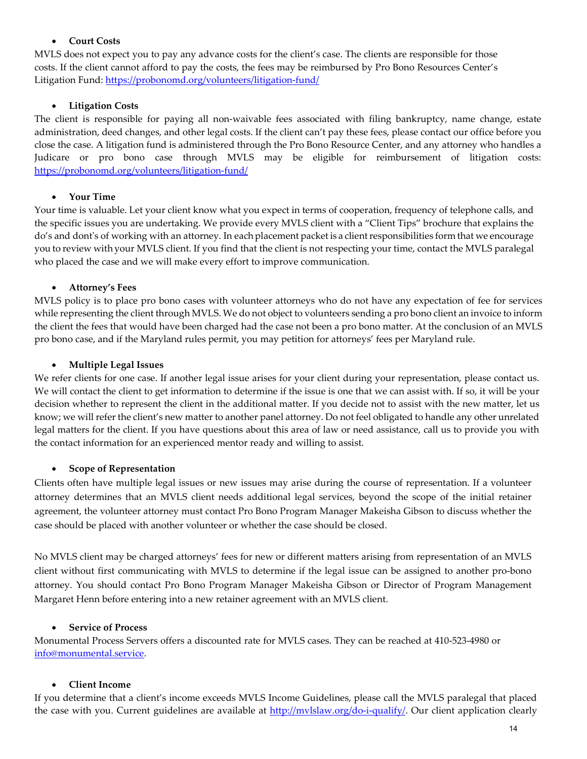- **Court Costs**

MVLS does not expect you to pay any advance costs for the client's case. The clients are responsible for those costs. If the client cannot afford to pay the costs, the fees may be reimbursed by Pro Bono Resources Center's Litigation Fund: https://probonomd.org/volunteers/litigation-fund/

- **Litigation Costs**

The client is responsible for paying all non-waivable fees associated with filing bankruptcy, name change, estate administration, deed changes, and other legal costs. If the client can't pay these fees, please contact our office before you close the case. A litigation fund is administered through the Pro Bono Resource Center, and any attorney who handles a Judicare or pro bono case through MVLS may be eligible for reimbursement of litigation costs: https://probonomd.org/volunteers/litigation-fund/

- **Your Time**

Your time is valuable. Let your client know what you expect in terms of cooperation, frequency of telephone calls, and the specific issues you are undertaking. We provide every MVLS client with a "Client Tips" brochure that explains the do's and dont's of working with an attorney. In each placement packet is a client responsibilities form that we encourage you to review with your MVLS client. If you find that the client is not respecting your time, contact the MVLS paralegal who placed the case and we will make every effort to improve communication.

- **Attorney's Fees**

MVLS policy is to place pro bono cases with volunteer attorneys who do not have any expectation of fee for services while representing the client through MVLS. We do not object to volunteers sending a pro bono client an invoice to inform the client the fees that would have been charged had the case not been a pro bono matter. At the conclusion of an MVLS pro bono case, and if the Maryland rules permit, you may petition for attorneys' fees per Maryland rule.

- **Multiple Legal Issues**

We refer clients for one case. If another legal issue arises for your client during your representation, please contact us. We will contact the client to get information to determine if the issue is one that we can assist with. If so, it will be your decision whether to represent the client in the additional matter. If you decide not to assist with the new matter, let us know; we will refer the client's new matter to another panel attorney. Do not feel obligated to handle any other unrelated legal matters for the client. If you have questions about this area of law or need assistance, call us to provide you with the contact information for an experienced mentor ready and willing to assist.

- **Scope of Representation**

Clients often have multiple legal issues or new issues may arise during the course of representation. If a volunteer attorney determines that an MVLS client needs additional legal services, beyond the scope of the initial retainer agreement, the volunteer attorney must contact Pro Bono Program Manager Makeisha Gibson to discuss whether the case should be placed with another volunteer or whether the case should be closed.

No MVLS client may be charged attorneys' fees for new or different matters arising from representation of an MVLS client without first communicating with MVLS to determine if the legal issue can be assigned to another pro-bono attorney. You should contact Pro Bono Program Manager Makeisha Gibson or Director of Program Management Margaret Henn before entering into a new retainer agreement with an MVLS client.

- **Service of Process**

Monumental Process Servers offers a discounted rate for MVLS cases. They can be reached at 410-523-4980 or info@monumental.service.

- **Client Income**

If you determine that a client's income exceeds MVLS Income Guidelines, please call the MVLS paralegal that placed the case with you. Current guidelines are available at http://mvlslaw.org/do-i-qualify/. Our client application clearly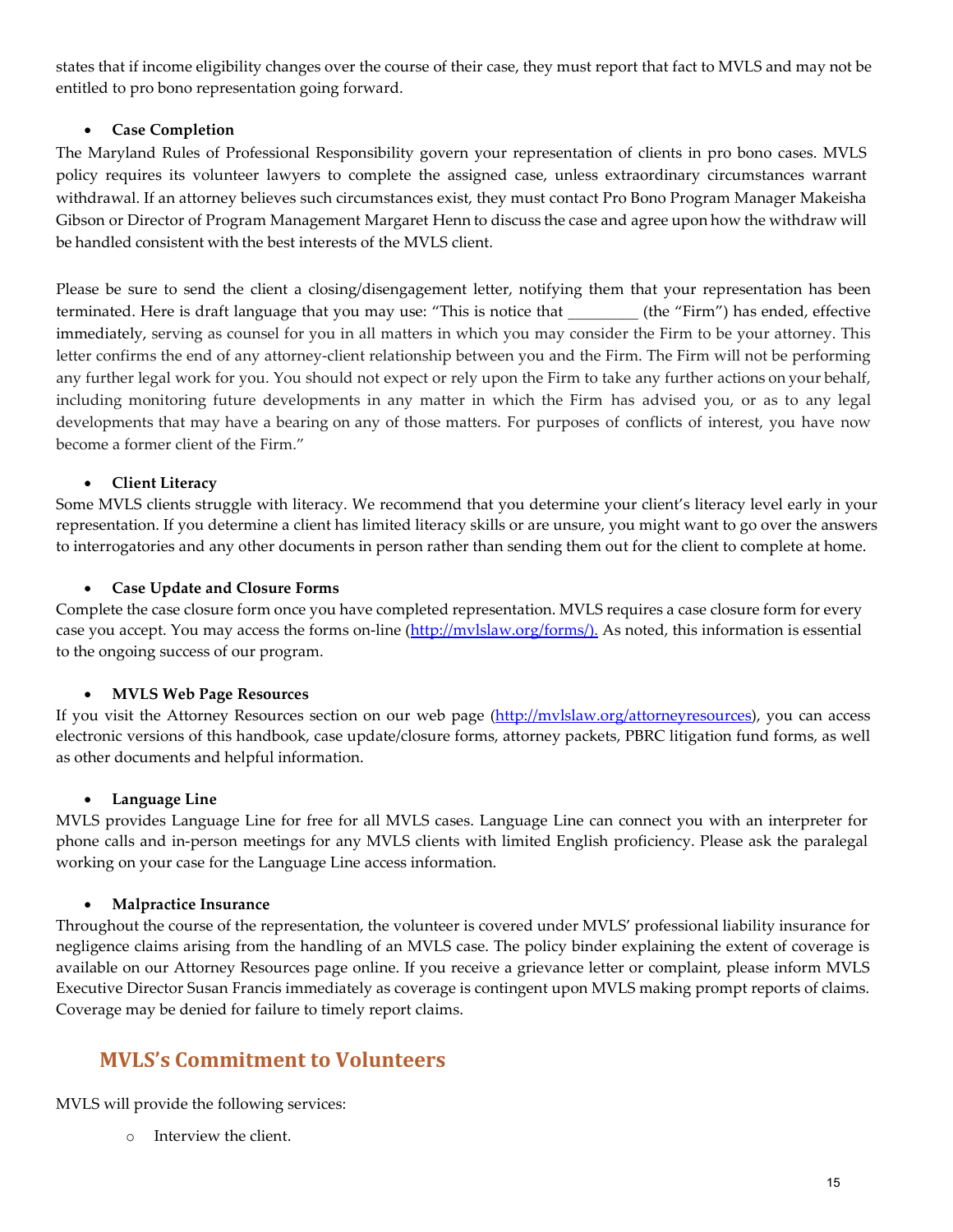states that if income eligibility changes over the course of their case, they must report that fact to MVLS and may not be entitled to pro bono representation going forward.

- **Case Completion**

The Maryland Rules of Professional Responsibility govern your representation of clients in pro bono cases. MVLS policy requires its volunteer lawyers to complete the assigned case, unless extraordinary circumstances warrant withdrawal. If an attorney believes such circumstances exist, they must contact Pro Bono Program Manager Makeisha Gibson or Director of Program Management Margaret Henn to discuss the case and agree upon how the withdraw will be handled consistent with the best interests of the MVLS client.

Please be sure to send the client a closing/disengagement letter, notifying them that your representation has been terminated. Here is draft language that you may use: "This is notice that _________ (the "Firm") has ended, effective immediately, serving as counsel for you in all matters in which you may consider the Firm to be your attorney. This letter confirms the end of any attorney-client relationship between you and the Firm. The Firm will not be performing any further legal work for you. You should not expect or rely upon the Firm to take any further actions on your behalf, including monitoring future developments in any matter in which the Firm has advised you, or as to any legal developments that may have a bearing on any of those matters. For purposes of conflicts of interest, you have now become a former client of the Firm."

- **Client Literacy**

Some MVLS clients struggle with literacy. We recommend that you determine your client's literacy level early in your representation. If you determine a client has limited literacy skills or are unsure, you might want to go over the answers to interrogatories and any other documents in person rather than sending them out for the client to complete at home.

- **Case Update and Closure Forms**

Complete the case closure form once you have completed representation. MVLS requires a case closure form for every case you accept. You may access the forms on-line (http://mvlslaw.org/forms/). As noted, this information is essential to the ongoing success of our program.

- **MVLS Web Page Resources**

If you visit the Attorney Resources section on our web page (http://mvlslaw.org/attorneyresources), you can access electronic versions of this handbook, case update/closure forms, attorney packets, PBRC litigation fund forms, as well as other documents and helpful information.

- **Language Line**

MVLS provides Language Line for free for all MVLS cases. Language Line can connect you with an interpreter for phone calls and in-person meetings for any MVLS clients with limited English proficiency. Please ask the paralegal working on your case for the Language Line access information.

- **Malpractice Insurance**

Throughout the course of the representation, the volunteer is covered under MVLS' professional liability insurance for negligence claims arising from the handling of an MVLS case. The policy binder explaining the extent of coverage is available on our Attorney Resources page online. If you receive a grievance letter or complaint, please inform MVLS Executive Director Susan Francis immediately as coverage is contingent upon MVLS making prompt reports of claims. Coverage may be denied for failure to timely report claims.

## MVLS's Commitment to Volunteers

MVLS will provide the following services:

- Interview the client.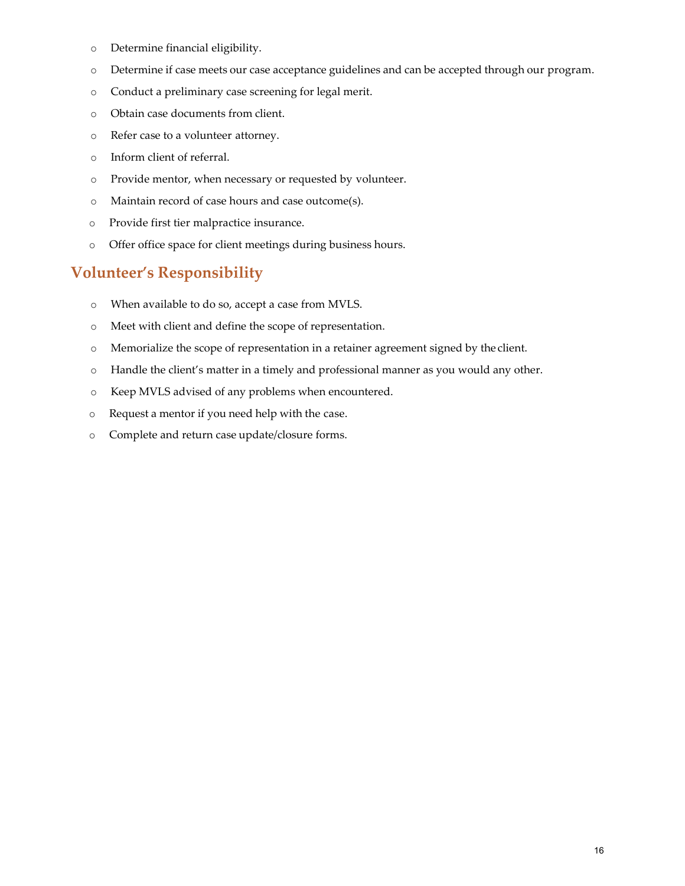- Determine financial eligibility.
- Determine if case meets our case acceptance guidelines and can be accepted through our program.
- Conduct a preliminary case screening for legal merit.
- Obtain case documents from client.
- Refer case to a volunteer attorney.
- Inform client of referral.
- Provide mentor, when necessary or requested by volunteer.
- Maintain record of case hours and case outcome(s).
- Provide first tier malpractice insurance.
- Offer office space for client meetings during business hours.

## Volunteer's Responsibility

- When available to do so, accept a case from MVLS.
- Meet with client and define the scope of representation.
- Memorialize the scope of representation in a retainer agreement signed by the client.
- Handle the client's matter in a timely and professional manner as you would any other.
- Keep MVLS advised of any problems when encountered.
- Request a mentor if you need help with the case.
- Complete and return case update/closure forms.